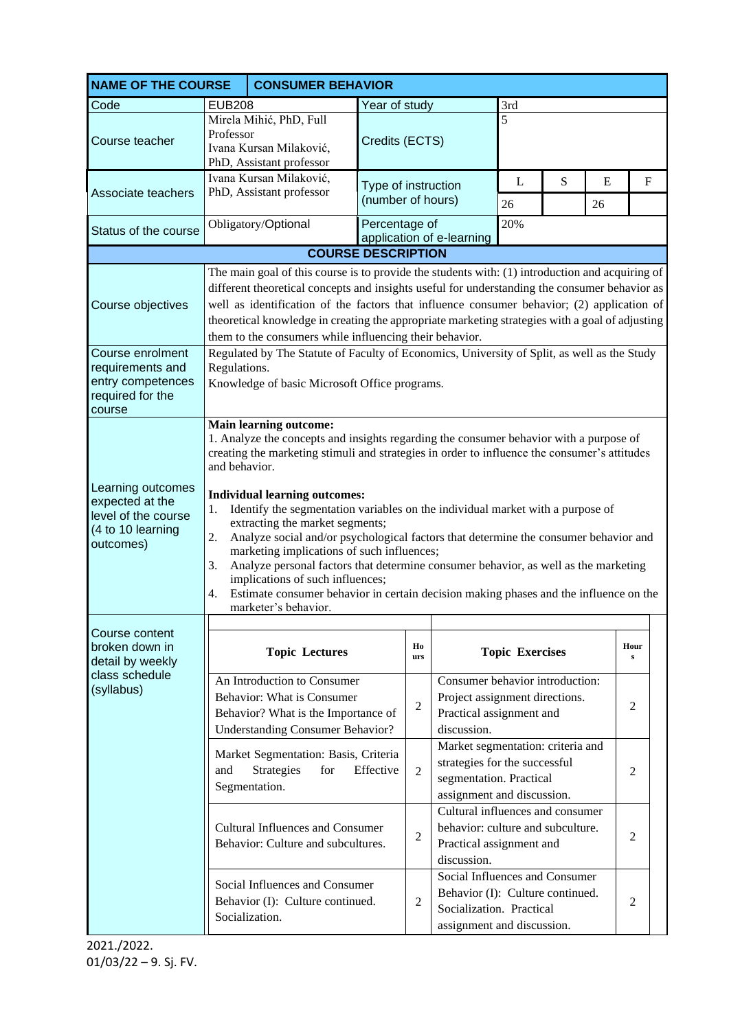| NAME OF THE COURSE | CONSUMER BEHAVIOR | | | | | |
|---|---|---|---|---|---|---|
| Code | EUB208 | Year of study | 3rd | | | |
| Course teacher | Mirela Mihić, PhD, Full Professor<br>Ivana Kursan Milaković, PhD, Assistant professor | Credits (ECTS) | 5 | | | |
| Associate teachers | Ivana Kursan Milaković, PhD, Assistant professor | Type of instruction (number of hours) | L | S | E | F |
| | | | 26 | | 26 | |
| Status of the course | Obligatory/Optional | Percentage of application of e-learning | 20% | | | |

**COURSE DESCRIPTION**

| | |
|---|---|
| Course objectives | The main goal of this course is to provide the students with: (1) introduction and acquiring of different theoretical concepts and insights useful for understanding the consumer behavior as well as identification of the factors that influence consumer behavior; (2) application of theoretical knowledge in creating the appropriate marketing strategies with a goal of adjusting them to the consumers while influencing their behavior. |
| Course enrolment requirements and entry competences required for the course | Regulated by The Statute of Faculty of Economics, University of Split, as well as the Study Regulations.<br>Knowledge of basic Microsoft Office programs. |
| Learning outcomes expected at the level of the course (4 to 10 learning outcomes) | **Main learning outcome:**<br>1. Analyze the concepts and insights regarding the consumer behavior with a purpose of creating the marketing stimuli and strategies in order to influence the consumer's attitudes and behavior.<br><br>**Individual learning outcomes:**<br>1. Identify the segmentation variables on the individual market with a purpose of extracting the market segments;<br>2. Analyze social and/or psychological factors that determine the consumer behavior and marketing implications of such influences;<br>3. Analyze personal factors that determine consumer behavior, as well as the marketing implications of such influences;<br>4. Estimate consumer behavior in certain decision making phases and the influence on the marketer's behavior. |

Course content broken down in detail by weekly class schedule (syllabus)

| Topic Lectures | Hours | Topic Exercises | Hours |
|---|---|---|---|
| An Introduction to Consumer Behavior: What is Consumer Behavior? What is the Importance of Understanding Consumer Behavior? | 2 | Consumer behavior introduction: Project assignment directions. Practical assignment and discussion. | 2 |
| Market Segmentation: Basis, Criteria and Strategies for Effective Segmentation. | 2 | Market segmentation: criteria and strategies for the successful segmentation. Practical assignment and discussion. | 2 |
| Cultural Influences and Consumer Behavior: Culture and subcultures. | 2 | Cultural influences and consumer behavior: culture and subculture. Practical assignment and discussion. | 2 |
| Social Influences and Consumer Behavior (I): Culture continued. Socialization. | 2 | Social Influences and Consumer Behavior (I): Culture continued. Socialization. Practical assignment and discussion. | 2 |

2021./2022.
01/03/22 – 9. Sj. FV.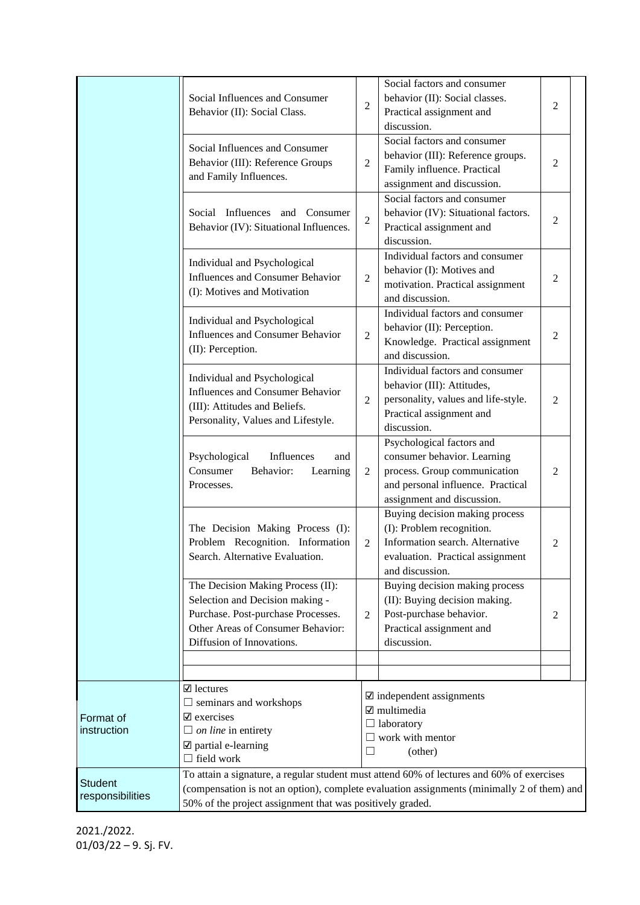| | Lectures | Hours | Exercises | Hours |
|---|---|---|---|---|
| | Social Influences and Consumer Behavior (II): Social Class. | 2 | Social factors and consumer behavior (II): Social classes. Practical assignment and discussion. | 2 |
| | Social Influences and Consumer Behavior (III): Reference Groups and Family Influences. | 2 | Social factors and consumer behavior (III): Reference groups. Family influence. Practical assignment and discussion. | 2 |
| | Social Influences and Consumer Behavior (IV): Situational Influences. | 2 | Social factors and consumer behavior (IV): Situational factors. Practical assignment and discussion. | 2 |
| | Individual and Psychological Influences and Consumer Behavior (I): Motives and Motivation | 2 | Individual factors and consumer behavior (I): Motives and motivation. Practical assignment and discussion. | 2 |
| | Individual and Psychological Influences and Consumer Behavior (II): Perception. | 2 | Individual factors and consumer behavior (II): Perception. Knowledge. Practical assignment and discussion. | 2 |
| | Individual and Psychological Influences and Consumer Behavior (III): Attitudes and Beliefs. Personality, Values and Lifestyle. | 2 | Individual factors and consumer behavior (III): Attitudes, personality, values and life-style. Practical assignment and discussion. | 2 |
| | Psychological Influences and Consumer Behavior: Learning Processes. | 2 | Psychological factors and consumer behavior. Learning process. Group communication and personal influence. Practical assignment and discussion. | 2 |
| | The Decision Making Process (I): Problem Recognition. Information Search. Alternative Evaluation. | 2 | Buying decision making process (I): Problem recognition. Information search. Alternative evaluation. Practical assignment and discussion. | 2 |
| | The Decision Making Process (II): Selection and Decision making - Purchase. Post-purchase Processes. Other Areas of Consumer Behavior: Diffusion of Innovations. | 2 | Buying decision making process (II): Buying decision making. Post-purchase behavior. Practical assignment and discussion. | 2 |
| | | | | |
| | | | | |

| | | |
|---|---|---|
| Format of instruction | ☑ lectures<br>☐ seminars and workshops<br>☑ exercises<br>☐ *on line* in entirety<br>☑ partial e-learning<br>☐ field work | ☑ independent assignments<br>☑ multimedia<br>☐ laboratory<br>☐ work with mentor<br>☐ (other) |
| Student responsibilities | To attain a signature, a regular student must attend 60% of lectures and 60% of exercises (compensation is not an option), complete evaluation assignments (minimally 2 of them) and 50% of the project assignment that was positively graded. | |

2021./2022.
01/03/22 – 9. Sj. FV.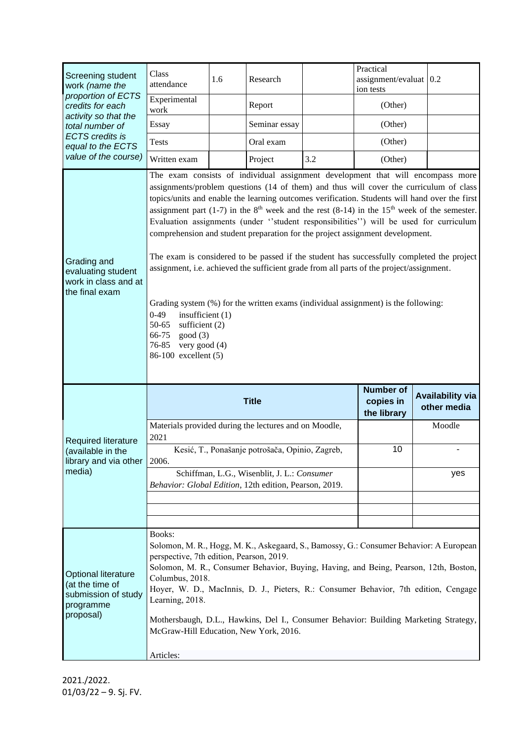| Screening student work *(name the proportion of ECTS credits for each activity so that the total number of ECTS credits is equal to the ECTS value of the course)* | Class attendance | 1.6 | Research | | Practical assignment/evaluation tests | 0.2 |
|---|---|---|---|---|---|---|
| | Experimental work | | Report | | (Other) | |
| | Essay | | Seminar essay | | (Other) | |
| | Tests | | Oral exam | | (Other) | |
| | Written exam | | Project | 3.2 | (Other) | |

| Grading and evaluating student work in class and at the final exam | |
|---|---|
| | The exam consists of individual assignment development that will encompass more assignments/problem questions (14 of them) and thus will cover the curriculum of class topics/units and enable the learning outcomes verification. Students will hand over the first assignment part (1-7) in the 8th week and the rest (8-14) in the 15th week of the semester. Evaluation assignments (under ''student responsibilities'') will be used for curriculum comprehension and student preparation for the project assignment development.<br><br>The exam is considered to be passed if the student has successfully completed the project assignment, i.e. achieved the sufficient grade from all parts of the project/assignment.<br><br>Grading system (%) for the written exams (individual assignment) is the following:<br>0-49 insufficient (1)<br>50-65 sufficient (2)<br>66-75 good (3)<br>76-85 very good (4)<br>86-100 excellent (5) |

| Required literature (available in the library and via other media) | Title | Number of copies in the library | Availability via other media |
|---|---|---|---|
| | Materials provided during the lectures and on Moodle, 2021 | | Moodle |
| | Kesić, T., Ponašanje potrošača, Opinio, Zagreb, 2006. | 10 | - |
| | Schiffman, L.G., Wisenblit, J. L.: *Consumer Behavior: Global Edition*, 12th edition, Pearson, 2019. | | yes |
| | | | |
| | | | |
| | | | |

| Optional literature (at the time of submission of study programme proposal) | |
|---|---|
| | Books:<br>Solomon, M. R., Hogg, M. K., Askegaard, S., Bamossy, G.: Consumer Behavior: A European perspective, 7th edition, Pearson, 2019.<br>Solomon, M. R., Consumer Behavior, Buying, Having, and Being, Pearson, 12th, Boston, Columbus, 2018.<br>Hoyer, W. D., MacInnis, D. J., Pieters, R.: Consumer Behavior, 7th edition, Cengage Learning, 2018.<br><br>Mothersbaugh, D.L., Hawkins, Del I., Consumer Behavior: Building Marketing Strategy, McGraw-Hill Education, New York, 2016.<br><br>Articles: |

2021./2022.
01/03/22 – 9. Sj. FV.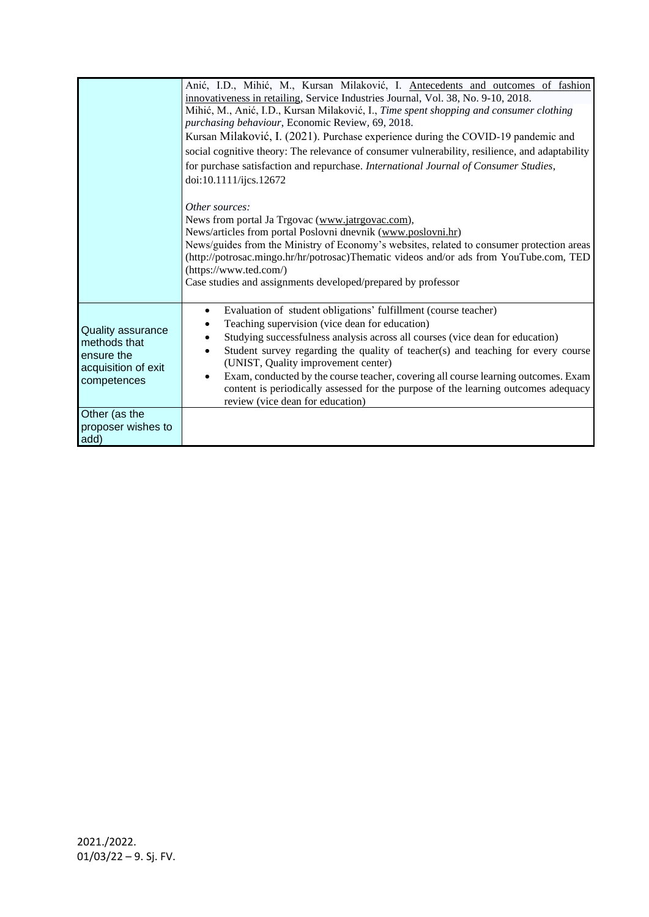| | |
|---|---|
| | Anić, I.D., Mihić, M., Kursan Milaković, I. Antecedents and outcomes of fashion innovativeness in retailing, Service Industries Journal, Vol. 38, No. 9-10, 2018.<br>Mihić, M., Anić, I.D., Kursan Milaković, I., *Time spent shopping and consumer clothing purchasing behaviour*, Economic Review, 69, 2018.<br>Kursan Milaković, I. (2021). Purchase experience during the COVID-19 pandemic and social cognitive theory: The relevance of consumer vulnerability, resilience, and adaptability for purchase satisfaction and repurchase. *International Journal of Consumer Studies*, doi:10.1111/ijcs.12672<br><br>*Other sources:*<br>News from portal Ja Trgovac (www.jatrgovac.com),<br>News/articles from portal Poslovni dnevnik (www.poslovni.hr)<br>News/guides from the Ministry of Economy's websites, related to consumer protection areas (http://potrosac.mingo.hr/hr/potrosac)Thematic videos and/or ads from YouTube.com, TED (https://www.ted.com/)<br>Case studies and assignments developed/prepared by professor |
| Quality assurance methods that ensure the acquisition of exit competences | • Evaluation of student obligations' fulfillment (course teacher)<br>• Teaching supervision (vice dean for education)<br>• Studying successfulness analysis across all courses (vice dean for education)<br>• Student survey regarding the quality of teacher(s) and teaching for every course (UNIST, Quality improvement center)<br>• Exam, conducted by the course teacher, covering all course learning outcomes. Exam content is periodically assessed for the purpose of the learning outcomes adequacy review (vice dean for education) |
| Other (as the proposer wishes to add) | |

2021./2022.
01/03/22 – 9. Sj. FV.